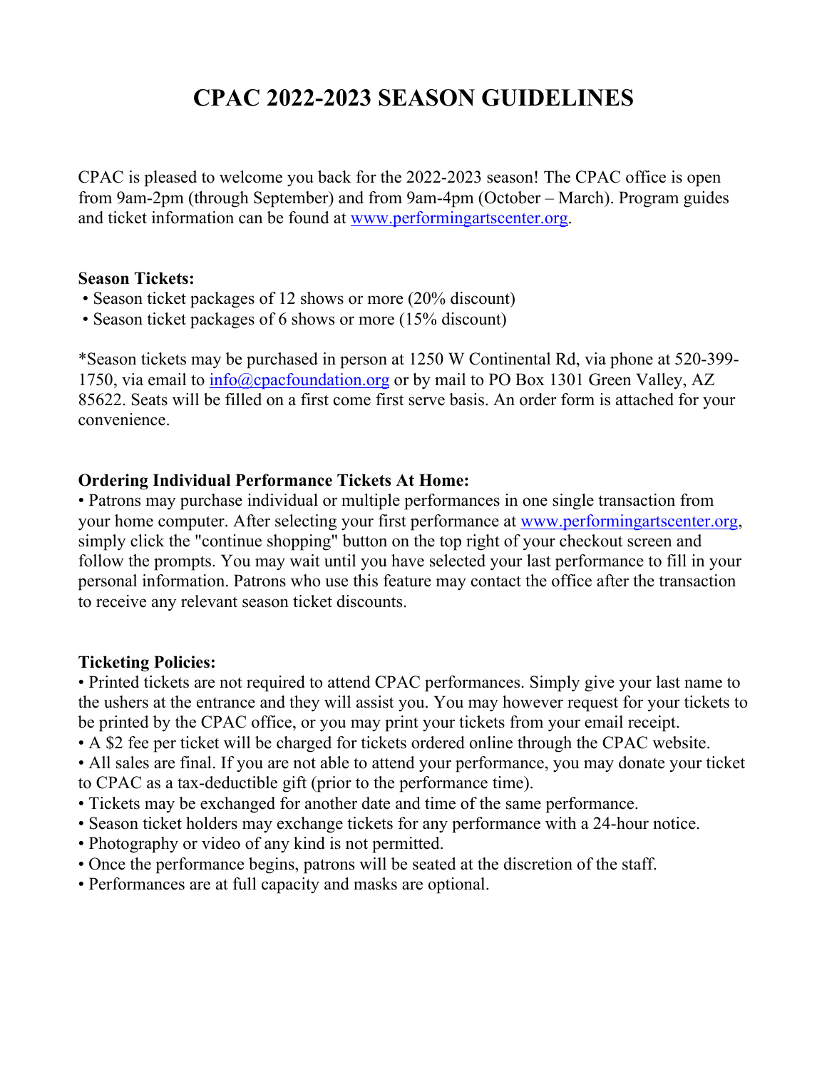# CPAC 2022-2023 SEASON GUIDELINES

CPAC is pleased to welcome you back for the 2022-2023 season! The CPAC office is open from 9am-2pm (through September) and from 9am-4pm (October – March). Program guides and ticket information can be found at www.performingartscenter.org.

**Season Tickets:**

- Season ticket packages of 12 shows or more (20% discount)
- Season ticket packages of 6 shows or more (15% discount)

*Season tickets may be purchased in person at 1250 W Continental Rd, via phone at 520-399-1750, via email to info@cpacfoundation.org or by mail to PO Box 1301 Green Valley, AZ 85622. Seats will be filled on a first come first serve basis. An order form is attached for your convenience.

**Ordering Individual Performance Tickets At Home:**

- Patrons may purchase individual or multiple performances in one single transaction from your home computer. After selecting your first performance at www.performingartscenter.org, simply click the "continue shopping" button on the top right of your checkout screen and follow the prompts. You may wait until you have selected your last performance to fill in your personal information. Patrons who use this feature may contact the office after the transaction to receive any relevant season ticket discounts.

**Ticketing Policies:**

- Printed tickets are not required to attend CPAC performances. Simply give your last name to the ushers at the entrance and they will assist you. You may however request for your tickets to be printed by the CPAC office, or you may print your tickets from your email receipt.
- A $2 fee per ticket will be charged for tickets ordered online through the CPAC website.
- All sales are final. If you are not able to attend your performance, you may donate your ticket to CPAC as a tax-deductible gift (prior to the performance time).
- Tickets may be exchanged for another date and time of the same performance.
- Season ticket holders may exchange tickets for any performance with a 24-hour notice.
- Photography or video of any kind is not permitted.
- Once the performance begins, patrons will be seated at the discretion of the staff.
- Performances are at full capacity and masks are optional.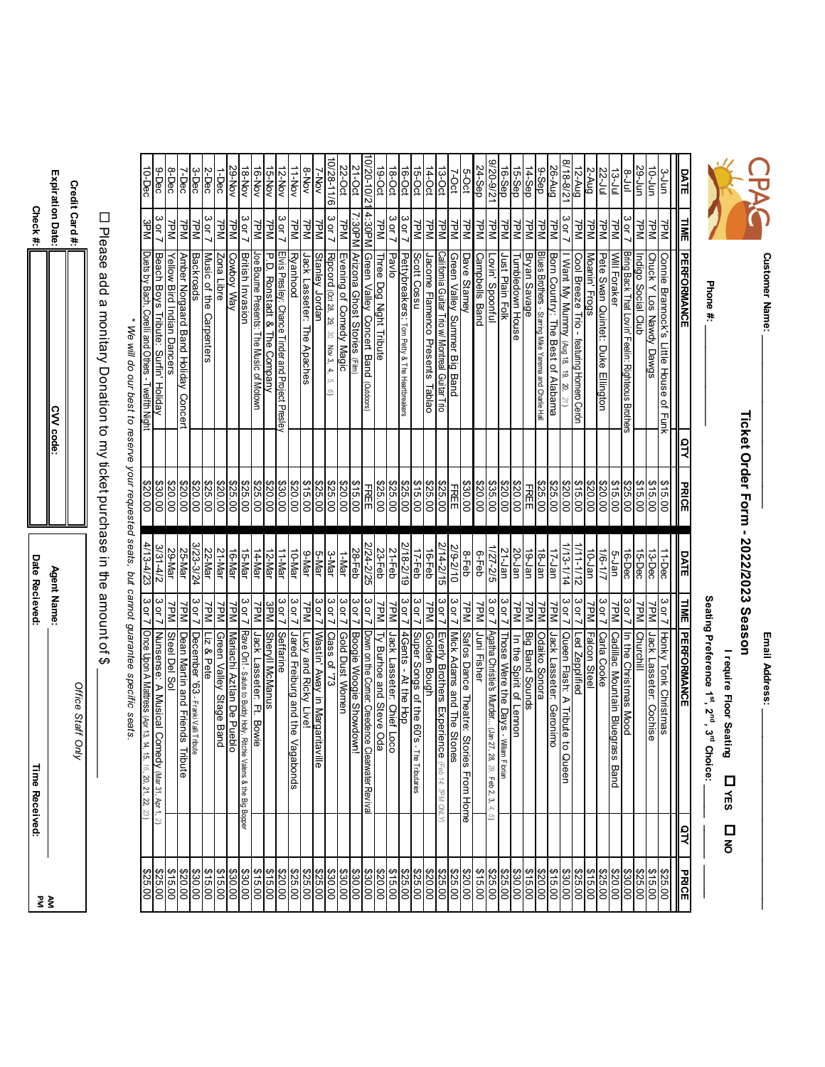**CPAC**

Customer Name: ____________________ Email Address: ____________________

Phone #: ____________________

# Ticket Order Form - 2022/2023 Season

I require Floor Seating ☐ YES ☐ NO

Seating Preference 1st, 2nd, 3rd Choice: ____ ____ ____

| DATE | TIME | PERFORMANCE | QTY | PRICE |
|---|---|---|---|---|
| 3-Jun | 7PM | Connie Brannock's Little House of Funk | | $15.00 |
| 10-Jun | 7PM | Chuck Y Los Nawdy Dawgs | | $15.00 |
| 29-Jun | 7PM | Indigo Social Club | | $15.00 |
| 8-Jul | 3 or 7 | Bring Back That Lovin' Feelin: Righteous Brothers | | $25.00 |
| 13-Jul | 7PM | Will Foraker | | $15.00 |
| 22-Jul | 7PM | Pete Swan Quintet: Duke Ellington | | $20.00 |
| 2-Aug | 7PM | Moanin' Frogs | | $20.00 |
| 12-Aug | 7PM | Cool Breeze Trio - featuring Homero Cerón | | $15.00 |
| 8/18-8/21 | 3 or 7 | I Want My Mummy (Aug 18, 19, 20, 21) | | $20.00 |
| 26-Aug | 7PM | Born Country: The Best of Alabama | | $25.00 |
| 9-Sep | 7PM | Blues Brothers - Starring Mike Yarema and Charlie Hall | | $25.00 |
| 14-Sep | 7PM | Bryan Savage | | FREE |
| 15-Sep | 7PM | Tumbledown House | | $20.00 |
| 16-Sep | 7PM | Just Plain Folk | | $20.00 |
| 9/20-9/21 | 7PM | Lovin' Spoonful | | $35.00 |
| 24-Sep | 7PM | Campbells Band | | $20.00 |
| 5-Oct | 7PM | Dave Stamey | | $30.00 |
| 7-Oct | 7PM | Green Valley Summer Big Band | | FREE |
| 13-Oct | 7PM | California Guitar Trio w/ Montreal Guitar Trio | | $25.00 |
| 14-Oct | 7PM | Jacome Flamenco Presents Tablao | | $25.00 |
| 15-Oct | 7PM | Scott Cossu | | $15.00 |
| 16-Oct | 3 or 7 | Pettybreakers: Tom Petty & The Heartbreakers | | $25.00 |
| 18-Oct | 3 or 7 | Pavlo | | $25.00 |
| 19-Oct | 7PM | Three Dog Night Tribute | | $25.00 |
| 10/20-10/21 | 4:30PM | Green Valley Concert Band (Outdoors) | | FREE |
| 21-Oct | 7:30PM | Arizona Ghost Stories (Film) | | $15.00 |
| 22-Oct | 7PM | Evening of Comedy Magic | | $20.00 |
| 10/28-11/6 | 3 or 7 | Ripcord (Oct 28, 29, 30, Nov 3, 4, 5, 6) | | $25.00 |
| 7-Nov | 7PM | Stanley Jordan | | $25.00 |
| 8-Nov | 7PM | Jack Lasseter: The Apaches | | $15.00 |
| 11-Nov | 7PM | Ryanhood | | $20.00 |
| 12-Nov | 3 or 7 | Elvis Presley: Chance Tinder and Project Presley | | $30.00 |
| 15-Nov | 7PM | P.D. Ronstadt & The Company | | $20.00 |
| 16-Nov | 7PM | Joe Bourne Presents: The Music of Motown | | $25.00 |
| 18-Nov | 3 or 7 | British Invasion | | $25.00 |
| 29-Nov | 7PM | Cowboy Way | | $25.00 |
| 1-Dec | 7PM | Zona Libre | | $20.00 |
| 2-Dec | 3 or 7 | Music of the Carpenters | | $25.00 |
| 3-Dec | 7PM | Backroads | | $20.00 |
| 7-Dec | 7PM | Amber Norgaard Band Holiday Concert | | $20.00 |
| 8-Dec | 7PM | Yellow Bird Indian Dancers | | $20.00 |
| 9-Dec | 3 or 7 | Beach Boys Tribute: Surfin' Holiday | | $30.00 |
| 10-Dec | 3PM | Duets by Bach, Corelli and Others - Twelfth Night | | $20.00 |

| DATE | TIME | PERFORMANCE | QTY | PRICE |
|---|---|---|---|---|
| 11-Dec | 3 or 7 | Honky Tonk Christmas | | $25.00 |
| 13-Dec | 7PM | Jack Lasseter: Cochise | | $15.00 |
| 15-Dec | 7PM | Churchill | | $25.00 |
| 16-Dec | 3 or 7 | In the Christmas Mood | | $30.00 |
| 5-Jan | 7PM | Cadillac Mountain Bluegrass Band | | $20.00 |
| 1/6-1/7 | 3 or 7 | Carla Cooke | | $25.00 |
| 10-Jan | 7PM | Falcon Steel | | $15.00 |
| 1/11-1/12 | 3 or 7 | Led Zepplified | | $25.00 |
| 1/13-1/14 | 3 or 7 | Queen Flash: A Tribute to Queen | | $30.00 |
| 17-Jan | 7PM | Jack Lasseter: Geronimo | | $15.00 |
| 18-Jan | 7PM | Odaiko Sonora | | $20.00 |
| 19-Jan | 7PM | Big Band Sounds | | $15.00 |
| 20-Jan | 7PM | In the Spirit of Lennon | | $30.00 |
| 21-Jan | 3 or 7 | Those Were the Days - William Florian | | $25.00 |
| 1/27-2/5 | 3 or 7 | Agatha Christie's Murder... (Jan 27, 28, 29, Feb 2, 3, 4, 5) | | $25.00 |
| 6-Feb | 7PM | Juni Fisher | | $15.00 |
| 8-Feb | 7PM | Safos Dance Theatre: Stories From Home | | $20.00 |
| 2/9-2/10 | 3 or 7 | Mick Adams and The Stones | | $25.00 |
| 2/14-2/15 | 3 or 7 | Everly Brothers Experience (Feb 14: 7PM ONLY) | | $25.00 |
| 16-Feb | 7PM | Golden Bough | | $20.00 |
| 17-Feb | 3 or 7 | Super Songs of the 60's - The Tributes | | $25.00 |
| 2/18-2/19 | 3 or 7 | 4Gents - At the Hop | | $25.00 |
| 21-Feb | 7PM | Jack Lasseter: Chief Loco | | $15.00 |
| 23-Feb | 7PM | Ty Burhoe and Steve Oda | | $20.00 |
| 2/24-2/25 | 3 or 7 | Down on the Corner: Creedence Clearwater Revival | | $30.00 |
| 28-Feb | 3 or 7 | Boogie Woogie Showdown! | | $30.00 |
| 1-Mar | 3 or 7 | Gold Dust Women | | $30.00 |
| 3-Mar | 3 or 7 | Class of '73 | | $30.00 |
| 5-Mar | 3 or 7 | Wastin' Away in Margaritaville | | $25.00 |
| 9-Mar | 7PM | Lucy and Ricky Live! | | $25.00 |
| 10-Mar | 3 or 7 | Jared Freiburg and the Vagabonds | | $25.00 |
| 11-Mar | 3 or 7 | Seffarine | | $20.00 |
| 12-Mar | 3PM | Sheryll McManus | | $15.00 |
| 14-Mar | 7PM | Jack Lasseter: Ft. Bowie | | $15.00 |
| 15-Mar | 3 or 7 | Rave On! - Salute to Buddy Holly, Ritchie Valens & the Big Bopper | | $30.00 |
| 16-Mar | 7PM | Mariachi Aztlan De Pueblo | | $30.00 |
| 21-Mar | 7PM | Green Valley Stage Band | | $15.00 |
| 22-Mar | 7PM | Liz & Pete | | $15.00 |
| 3/23-3/24 | 3 or 7 | December '63 - Frankie Valli Tribute | | $30.00 |
| 25-Mar | 7PM | Dean Martin and Friends Tribute | | $20.00 |
| 29-Mar | 7PM | Steel Del Sol | | $15.00 |
| 3/31-4/2 | 3 or 7 | Nunsense: A Musical Comedy (Mar 31, Apr 1, 2) | | $25.00 |
| 4/13-4/23 | 3 or 7 | Once Upon A Mattress (Apr 13, 14, 15, 16, 20, 21, 22, 23) | | $25.00 |

*\* We will do our best to reserve your requested seats, but cannot guarantee specific seats.*

☐ Please add a monitary Donation to my ticket purchase in the amount of $ ________

Credit Card #: ____________________

Expiration Date: ________ CVV code: ________

Check #: ________

*Office Staff Only*

Agent Name: ____________________

Date Recieved: ____________ Time Received: ____________ AM PM